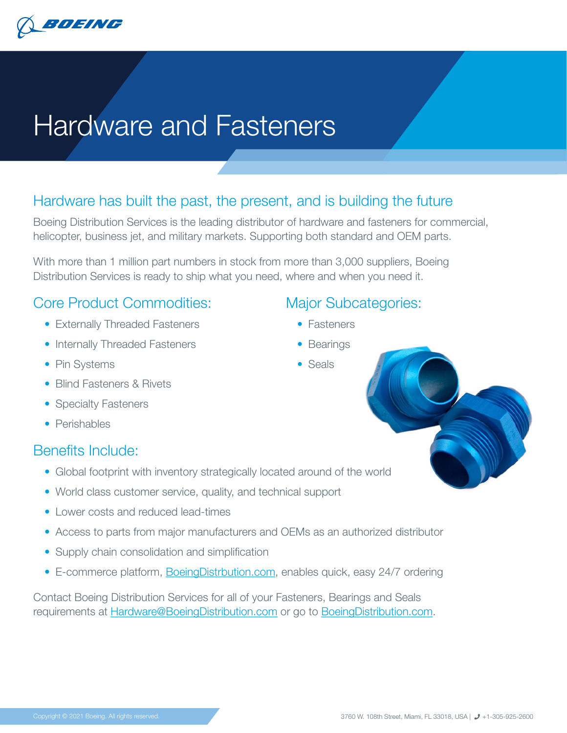# Hardware and Fasteners

## Hardware has built the past, the present, and is building the future

Boeing Distribution Services is the leading distributor of hardware and fasteners for commercial, helicopter, business jet, and military markets. Supporting both standard and OEM parts.

With more than 1 million part numbers in stock from more than 3,000 suppliers, Boeing Distribution Services is ready to ship what you need, where and when you need it.

## Core Product Commodities:

- Externally Threaded Fasteners
- Internally Threaded Fasteners
- Pin Systems
- Blind Fasteners & Rivets
- Specialty Fasteners
- Perishables

## Major Subcategories:

- Fasteners
- Bearings
- Seals

## Benefits Include:

- Global footprint with inventory strategically located around of the world
- World class customer service, quality, and technical support
- Lower costs and reduced lead-times
- Access to parts from major manufacturers and OEMs as an authorized distributor
- Supply chain consolidation and simplification
- E-commerce platform, BoeingDistrbution.com, enables quick, easy 24/7 ordering

Contact Boeing Distribution Services for all of your Fasteners, Bearings and Seals requirements at Hardware@BoeingDistribution.com or go to BoeingDistribution.com.

Copyright © 2021 Boeing. All rights reserved.

3760 W. 108th Street, Miami, FL 33018, USA | +1-305-925-2600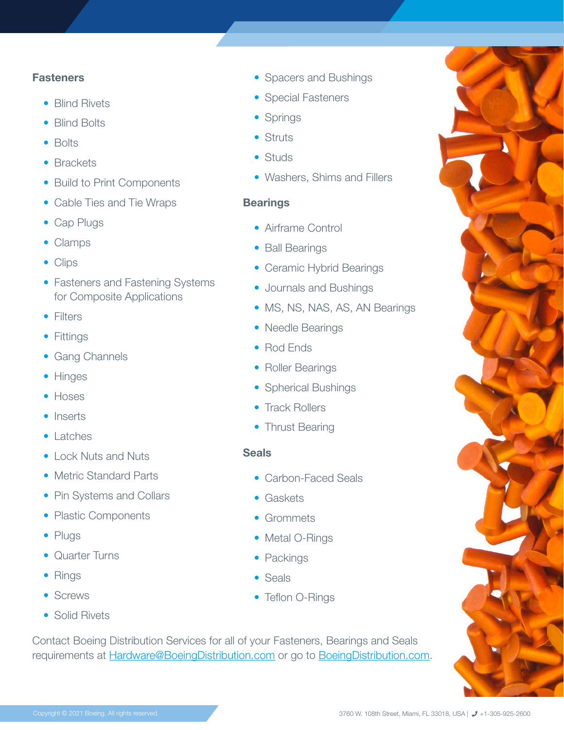## Fasteners

- Blind Rivets
- Blind Bolts
- Bolts
- Brackets
- Build to Print Components
- Cable Ties and Tie Wraps
- Cap Plugs
- Clamps
- Clips
- Fasteners and Fastening Systems for Composite Applications
- Filters
- Fittings
- Gang Channels
- Hinges
- Hoses
- Inserts
- Latches
- Lock Nuts and Nuts
- Metric Standard Parts
- Pin Systems and Collars
- Plastic Components
- Plugs
- Quarter Turns
- Rings
- Screws
- Solid Rivets
- Spacers and Bushings
- Special Fasteners
- Springs
- Struts
- Studs
- Washers, Shims and Fillers

## Bearings

- Airframe Control
- Ball Bearings
- Ceramic Hybrid Bearings
- Journals and Bushings
- MS, NS, NAS, AS, AN Bearings
- Needle Bearings
- Rod Ends
- Roller Bearings
- Spherical Bushings
- Track Rollers
- Thrust Bearing

## Seals

- Carbon-Faced Seals
- Gaskets
- Grommets
- Metal O-Rings
- Packings
- Seals
- Teflon O-Rings

Contact Boeing Distribution Services for all of your Fasteners, Bearings and Seals requirements at Hardware@BoeingDistribution.com or go to BoeingDistribution.com.

Copyright © 2021 Boeing. All rights reserved.

3760 W. 108th Street, Miami, FL 33018, USA | +1-305-925-2600